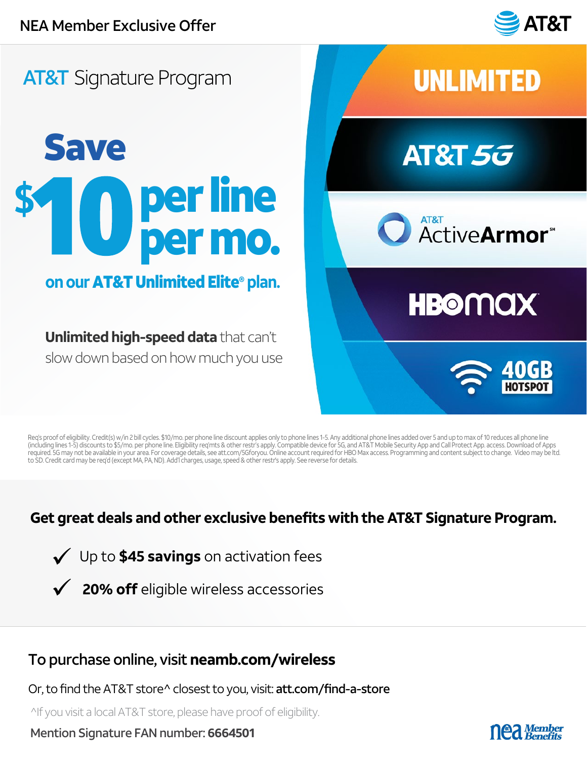NEA Member Exclusive Offer

AT&T

## AT&T Signature Program

# Save $10 per line per mo.

**on our AT&T Unlimited Elite® plan.**

**Unlimited high-speed data** that can't slow down based on how much you use

UNLIMITED

AT&T 5G

AT&T ActiveArmor℠

HBO max

40GB HOTSPOT

Req's proof of eligibility. Credit(s) w/in 2 bill cycles. $10/mo. per phone line discount applies only to phone lines 1-5. Any additional phone lines added over 5 and up to max of 10 reduces all phone line (including lines 1-5) discounts to $5/mo. per phone line. Eligibility req'mts & other restr's apply. Compatible device for 5G, and AT&T Mobile Security App and Call Protect App. access. Download of Apps required. 5G may not be available in your area. For coverage details, see att.com/5Gforyou. Online account required for HBO Max access. Programming and content subject to change. Video may be ltd. to SD. Credit card may be req'd (except MA, PA, ND). Add'l charges, usage, speed & other restr's apply. See reverse for details.

### Get great deals and other exclusive benefits with the AT&T Signature Program.

- ✓ Up to **$45 savings** on activation fees
- ✓ **20% off** eligible wireless accessories

### To purchase online, visit **neamb.com/wireless**

Or, to find the AT&T store^ closest to you, visit: **att.com/find-a-store**

^If you visit a local AT&T store, please have proof of eligibility.

Mention Signature FAN number: **6664501**

nea Member Benefits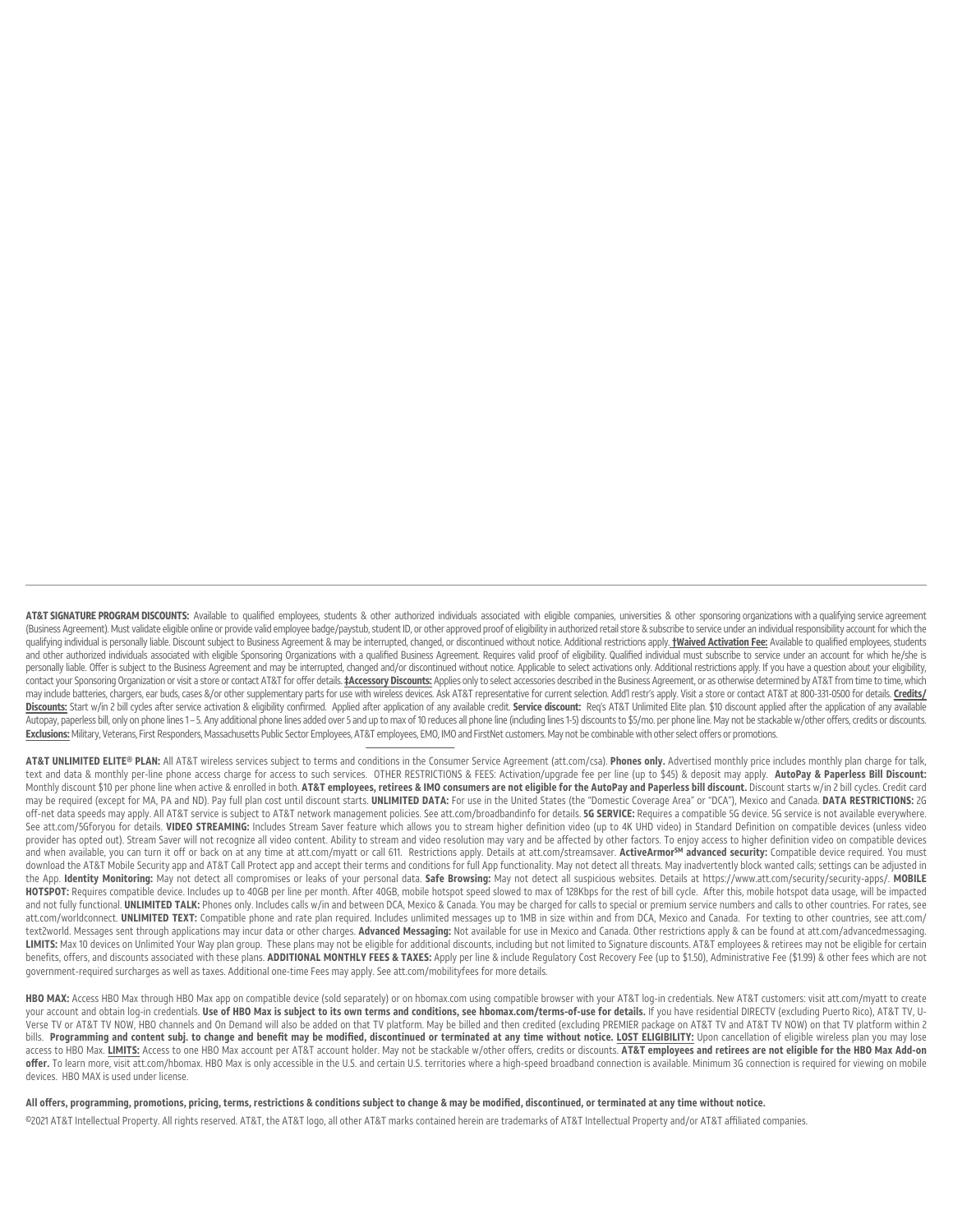**AT&T SIGNATURE PROGRAM DISCOUNTS:** Available to qualified employees, students & other authorized individuals associated with eligible companies, universities & other sponsoring organizations with a qualifying service agreement (Business Agreement). Must validate eligible online or provide valid employee badge/paystub, student ID, or other approved proof of eligibility in authorized retail store & subscribe to service under an individual responsibility account for which the qualifying individual is personally liable. Discount subject to Business Agreement & may be interrupted, changed, or discontinued without notice. Additional restrictions apply. **†Waived Activation Fee:** Available to qualified employees, students and other authorized individuals associated with eligible Sponsoring Organizations with a qualified Business Agreement. Requires valid proof of eligibility. Qualified individual must subscribe to service under an account for which he/she is personally liable. Offer is subject to the Business Agreement and may be interrupted, changed and/or discontinued without notice. Applicable to select activations only. Additional restrictions apply. If you have a question about your eligibility, contact your Sponsoring Organization or visit a store or contact AT&T for offer details. **‡Accessory Discounts:** Applies only to select accessories described in the Business Agreement, or as otherwise determined by AT&T from time to time, which may include batteries, chargers, ear buds, cases &/or other supplementary parts for use with wireless devices. Ask AT&T representative for current selection. Add'l restr's apply. Visit a store or contact AT&T at 800-331-0500 for details. **Credits/ Discounts:** Start w/in 2 bill cycles after service activation & eligibility confirmed. Applied after application of any available credit. **Service discount:** Req's AT&T Unlimited Elite plan. $10 discount applied after the application of any available Autopay, paperless bill, only on phone lines 1 – 5. Any additional phone lines added over 5 and up to max of 10 reduces all phone line (including lines 1-5) discounts to $5/mo. per phone line. May not be stackable w/other offers, credits or discounts. **Exclusions:** Military, Veterans, First Responders, Massachusetts Public Sector Employees, AT&T employees, EMO, IMO and FirstNet customers. May not be combinable with other select offers or promotions.

---

**AT&T UNLIMITED ELITE® PLAN:** All AT&T wireless services subject to terms and conditions in the Consumer Service Agreement (att.com/csa). **Phones only.** Advertised monthly price includes monthly plan charge for talk, text and data & monthly per-line phone access charge for access to such services. OTHER RESTRICTIONS & FEES: Activation/upgrade fee per line (up to $45) & deposit may apply. **AutoPay & Paperless Bill Discount:** Monthly discount $10 per phone line when active & enrolled in both. **AT&T employees, retirees & IMO consumers are not eligible for the AutoPay and Paperless bill discount.** Discount starts w/in 2 bill cycles. Credit card may be required (except for MA, PA and ND). Pay full plan cost until discount starts. **UNLIMITED DATA:** For use in the United States (the "Domestic Coverage Area" or "DCA"), Mexico and Canada. **DATA RESTRICTIONS:** 2G off-net data speeds may apply. All AT&T service is subject to AT&T network management policies. See att.com/broadbandinfo for details. **5G SERVICE:** Requires a compatible 5G device. 5G service is not available everywhere. See att.com/5Gforyou for details. **VIDEO STREAMING:** Includes Stream Saver feature which allows you to stream higher definition video (up to 4K UHD video) in Standard Definition on compatible devices (unless video provider has opted out). Stream Saver will not recognize all video content. Ability to stream and video resolution may vary and be affected by other factors. To enjoy access to higher definition video on compatible devices and when available, you can turn it off or back on at any time at att.com/myatt or call 611. Restrictions apply. Details at att.com/streamsaver. **ActiveArmor℠ advanced security:** Compatible device required. You must download the AT&T Mobile Security app and AT&T Call Protect app and accept their terms and conditions for full App functionality. May not detect all threats. May inadvertently block wanted calls; settings can be adjusted in the App. **Identity Monitoring:** May not detect all compromises or leaks of your personal data. **Safe Browsing:** May not detect all suspicious websites. Details at https://www.att.com/security/security-apps/. **MOBILE HOTSPOT:** Requires compatible device. Includes up to 40GB per line per month. After 40GB, mobile hotspot speed slowed to max of 128Kbps for the rest of bill cycle. After this, mobile hotspot data usage, will be impacted and not fully functional. **UNLIMITED TALK:** Phones only. Includes calls w/in and between DCA, Mexico & Canada. You may be charged for calls to special or premium service numbers and calls to other countries. For rates, see att.com/worldconnect. **UNLIMITED TEXT:** Compatible phone and rate plan required. Includes unlimited messages up to 1MB in size within and from DCA, Mexico and Canada. For texting to other countries, see att.com/text2world. Messages sent through applications may incur data or other charges. **Advanced Messaging:** Not available for use in Mexico and Canada. Other restrictions apply & can be found at att.com/advancedmessaging. **LIMITS:** Max 10 devices on Unlimited Your Way plan group. These plans may not be eligible for additional discounts, including but not limited to Signature discounts. AT&T employees & retirees may not be eligible for certain benefits, offers, and discounts associated with these plans. **ADDITIONAL MONTHLY FEES & TAXES:** Apply per line & include Regulatory Cost Recovery Fee (up to $1.50), Administrative Fee ($1.99) & other fees which are not government-required surcharges as well as taxes. Additional one-time Fees may apply. See att.com/mobilityfees for more details.

**HBO MAX:** Access HBO Max through HBO Max app on compatible device (sold separately) or on hbomax.com using compatible browser with your AT&T log-in credentials. New AT&T customers: visit att.com/myatt to create your account and obtain log-in credentials. **Use of HBO Max is subject to its own terms and conditions, see hbomax.com/terms-of-use for details.** If you have residential DIRECTV (excluding Puerto Rico), AT&T TV, U-Verse TV or AT&T TV NOW, HBO channels and On Demand will also be added on that TV platform. May be billed and then credited (excluding PREMIER package on AT&T TV and AT&T TV NOW) on that TV platform within 2 bills. **Programming and content subj. to change and benefit may be modified, discontinued or terminated at any time without notice. LOST ELIGIBILITY:** Upon cancellation of eligible wireless plan you may lose access to HBO Max. **LIMITS:** Access to one HBO Max account per AT&T account holder. May not be stackable w/other offers, credits or discounts. **AT&T employees and retirees are not eligible for the HBO Max Add-on offer.** To learn more, visit att.com/hbomax. HBO Max is only accessible in the U.S. and certain U.S. territories where a high-speed broadband connection is available. Minimum 3G connection is required for viewing on mobile devices. HBO MAX is used under license.

**All offers, programming, promotions, pricing, terms, restrictions & conditions subject to change & may be modified, discontinued, or terminated at any time without notice.**

©2021 AT&T Intellectual Property. All rights reserved. AT&T, the AT&T logo, all other AT&T marks contained herein are trademarks of AT&T Intellectual Property and/or AT&T affiliated companies.